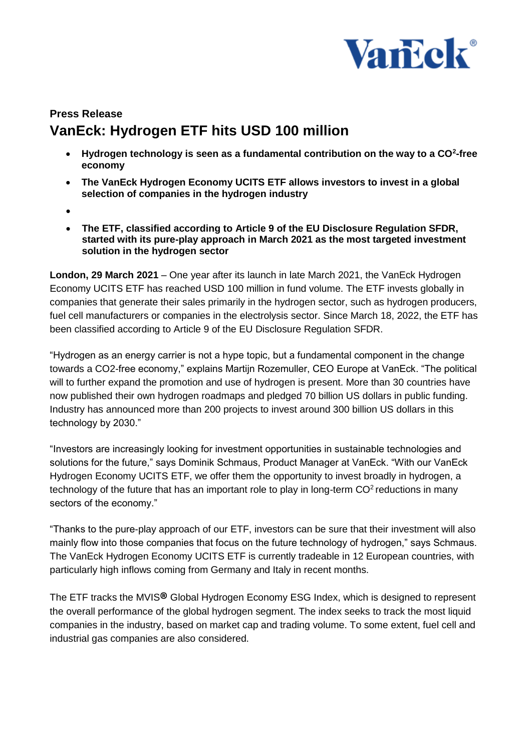**Press Release**

# VanEck: Hydrogen ETF hits USD 100 million

- **Hydrogen technology is seen as a fundamental contribution on the way to a $CO^2$-free economy**
- **The VanEck Hydrogen Economy UCITS ETF allows investors to invest in a global selection of companies in the hydrogen industry**
- 
- **The ETF, classified according to Article 9 of the EU Disclosure Regulation SFDR, started with its pure-play approach in March 2021 as the most targeted investment solution in the hydrogen sector**

**London, 29 March 2021** – One year after its launch in late March 2021, the VanEck Hydrogen Economy UCITS ETF has reached USD 100 million in fund volume. The ETF invests globally in companies that generate their sales primarily in the hydrogen sector, such as hydrogen producers, fuel cell manufacturers or companies in the electrolysis sector. Since March 18, 2022, the ETF has been classified according to Article 9 of the EU Disclosure Regulation SFDR.

"Hydrogen as an energy carrier is not a hype topic, but a fundamental component in the change towards a CO2-free economy," explains Martijn Rozemuller, CEO Europe at VanEck. "The political will to further expand the promotion and use of hydrogen is present. More than 30 countries have now published their own hydrogen roadmaps and pledged 70 billion US dollars in public funding. Industry has announced more than 200 projects to invest around 300 billion US dollars in this technology by 2030."

"Investors are increasingly looking for investment opportunities in sustainable technologies and solutions for the future," says Dominik Schmaus, Product Manager at VanEck. "With our VanEck Hydrogen Economy UCITS ETF, we offer them the opportunity to invest broadly in hydrogen, a technology of the future that has an important role to play in long-term $CO^2$ reductions in many sectors of the economy."

"Thanks to the pure-play approach of our ETF, investors can be sure that their investment will also mainly flow into those companies that focus on the future technology of hydrogen," says Schmaus. The VanEck Hydrogen Economy UCITS ETF is currently tradeable in 12 European countries, with particularly high inflows coming from Germany and Italy in recent months.

The ETF tracks the MVIS® Global Hydrogen Economy ESG Index, which is designed to represent the overall performance of the global hydrogen segment. The index seeks to track the most liquid companies in the industry, based on market cap and trading volume. To some extent, fuel cell and industrial gas companies are also considered.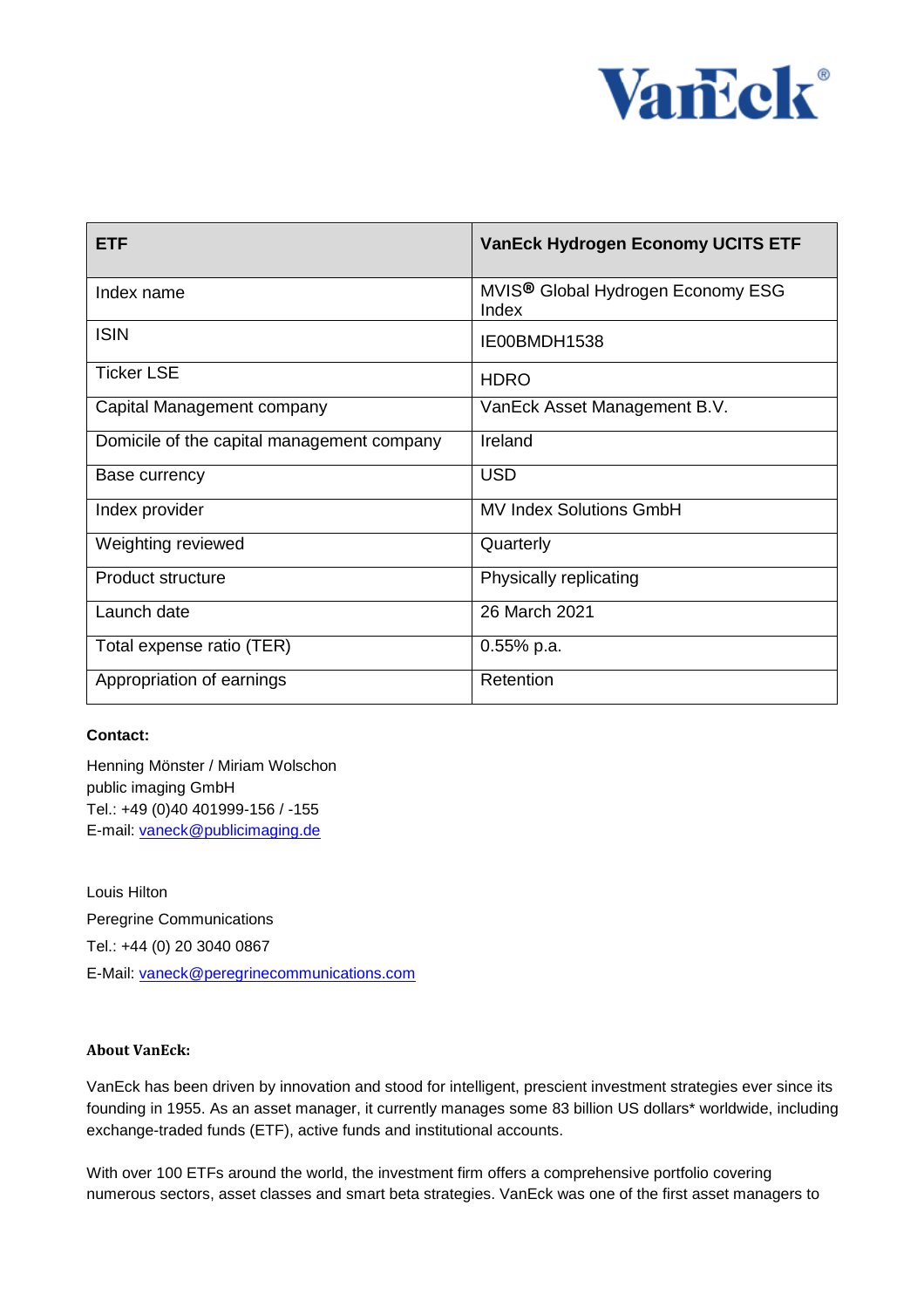| ETF | VanEck Hydrogen Economy UCITS ETF |
|---|---|
| Index name | MVIS® Global Hydrogen Economy ESG Index |
| ISIN | IE00BMDH1538 |
| Ticker LSE | HDRO |
| Capital Management company | VanEck Asset Management B.V. |
| Domicile of the capital management company | Ireland |
| Base currency | USD |
| Index provider | MV Index Solutions GmbH |
| Weighting reviewed | Quarterly |
| Product structure | Physically replicating |
| Launch date | 26 March 2021 |
| Total expense ratio (TER) | 0.55% p.a. |
| Appropriation of earnings | Retention |

**Contact:**

Henning Mönster / Miriam Wolschon
public imaging GmbH
Tel.: +49 (0)40 401999-156 / -155
E-mail: vaneck@publicimaging.de

Louis Hilton
Peregrine Communications
Tel.: +44 (0) 20 3040 0867
E-Mail: vaneck@peregrinecommunications.com

**About VanEck:**

VanEck has been driven by innovation and stood for intelligent, prescient investment strategies ever since its founding in 1955. As an asset manager, it currently manages some 83 billion US dollars* worldwide, including exchange-traded funds (ETF), active funds and institutional accounts.

With over 100 ETFs around the world, the investment firm offers a comprehensive portfolio covering numerous sectors, asset classes and smart beta strategies. VanEck was one of the first asset managers to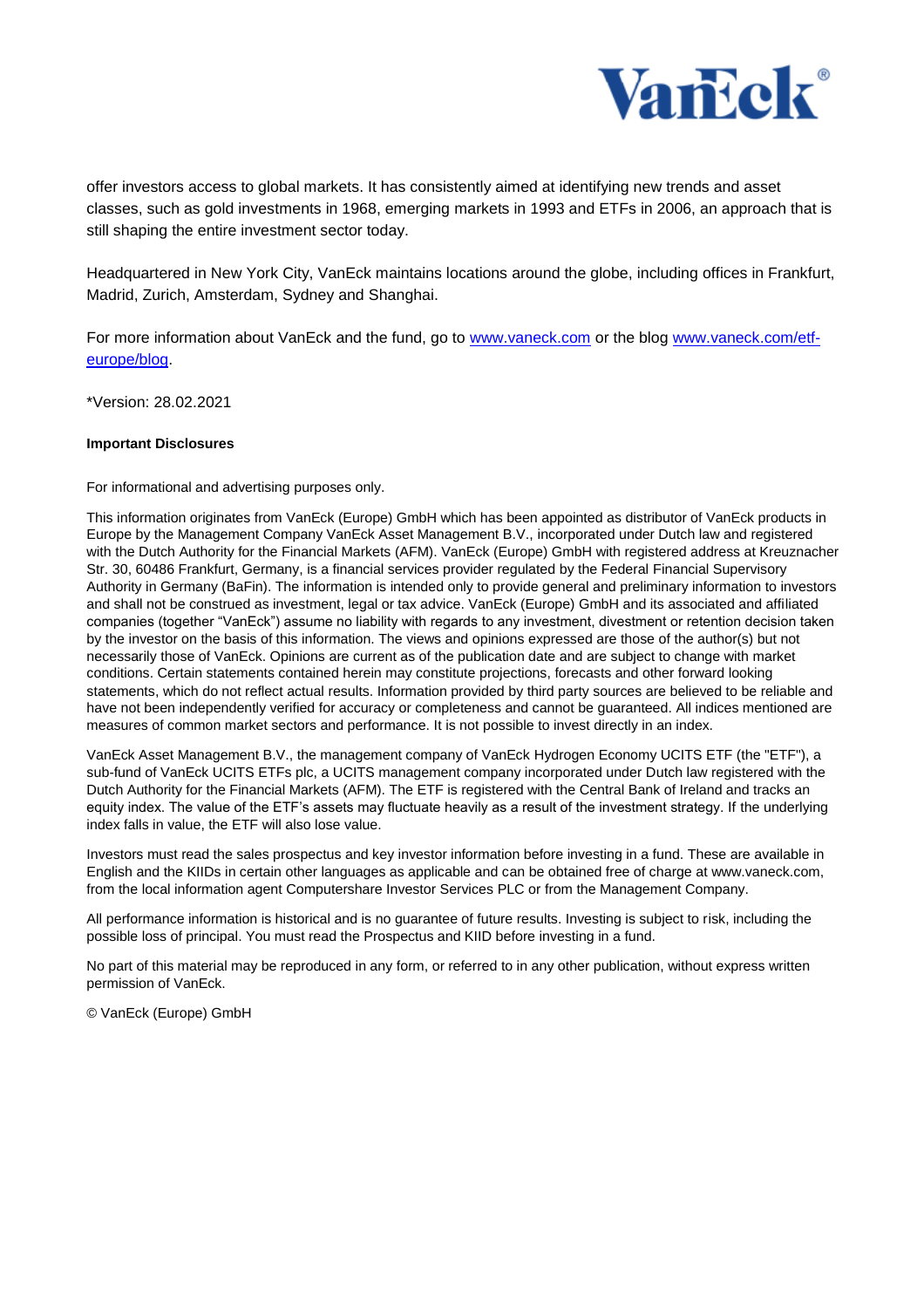offer investors access to global markets. It has consistently aimed at identifying new trends and asset classes, such as gold investments in 1968, emerging markets in 1993 and ETFs in 2006, an approach that is still shaping the entire investment sector today.

Headquartered in New York City, VanEck maintains locations around the globe, including offices in Frankfurt, Madrid, Zurich, Amsterdam, Sydney and Shanghai.

For more information about VanEck and the fund, go to [www.vaneck.com](http://www.vaneck.com) or the blog [www.vaneck.com/etf-europe/blog](http://www.vaneck.com/etf-europe/blog).

*Version: 28.02.2021

**Important Disclosures**

For informational and advertising purposes only.

This information originates from VanEck (Europe) GmbH which has been appointed as distributor of VanEck products in Europe by the Management Company VanEck Asset Management B.V., incorporated under Dutch law and registered with the Dutch Authority for the Financial Markets (AFM). VanEck (Europe) GmbH with registered address at Kreuznacher Str. 30, 60486 Frankfurt, Germany, is a financial services provider regulated by the Federal Financial Supervisory Authority in Germany (BaFin). The information is intended only to provide general and preliminary information to investors and shall not be construed as investment, legal or tax advice. VanEck (Europe) GmbH and its associated and affiliated companies (together "VanEck") assume no liability with regards to any investment, divestment or retention decision taken by the investor on the basis of this information. The views and opinions expressed are those of the author(s) but not necessarily those of VanEck. Opinions are current as of the publication date and are subject to change with market conditions. Certain statements contained herein may constitute projections, forecasts and other forward looking statements, which do not reflect actual results. Information provided by third party sources are believed to be reliable and have not been independently verified for accuracy or completeness and cannot be guaranteed. All indices mentioned are measures of common market sectors and performance. It is not possible to invest directly in an index.

VanEck Asset Management B.V., the management company of VanEck Hydrogen Economy UCITS ETF (the "ETF"), a sub-fund of VanEck UCITS ETFs plc, a UCITS management company incorporated under Dutch law registered with the Dutch Authority for the Financial Markets (AFM). The ETF is registered with the Central Bank of Ireland and tracks an equity index. The value of the ETF's assets may fluctuate heavily as a result of the investment strategy. If the underlying index falls in value, the ETF will also lose value.

Investors must read the sales prospectus and key investor information before investing in a fund. These are available in English and the KIIDs in certain other languages as applicable and can be obtained free of charge at www.vaneck.com, from the local information agent Computershare Investor Services PLC or from the Management Company.

All performance information is historical and is no guarantee of future results. Investing is subject to risk, including the possible loss of principal. You must read the Prospectus and KIID before investing in a fund.

No part of this material may be reproduced in any form, or referred to in any other publication, without express written permission of VanEck.

© VanEck (Europe) GmbH